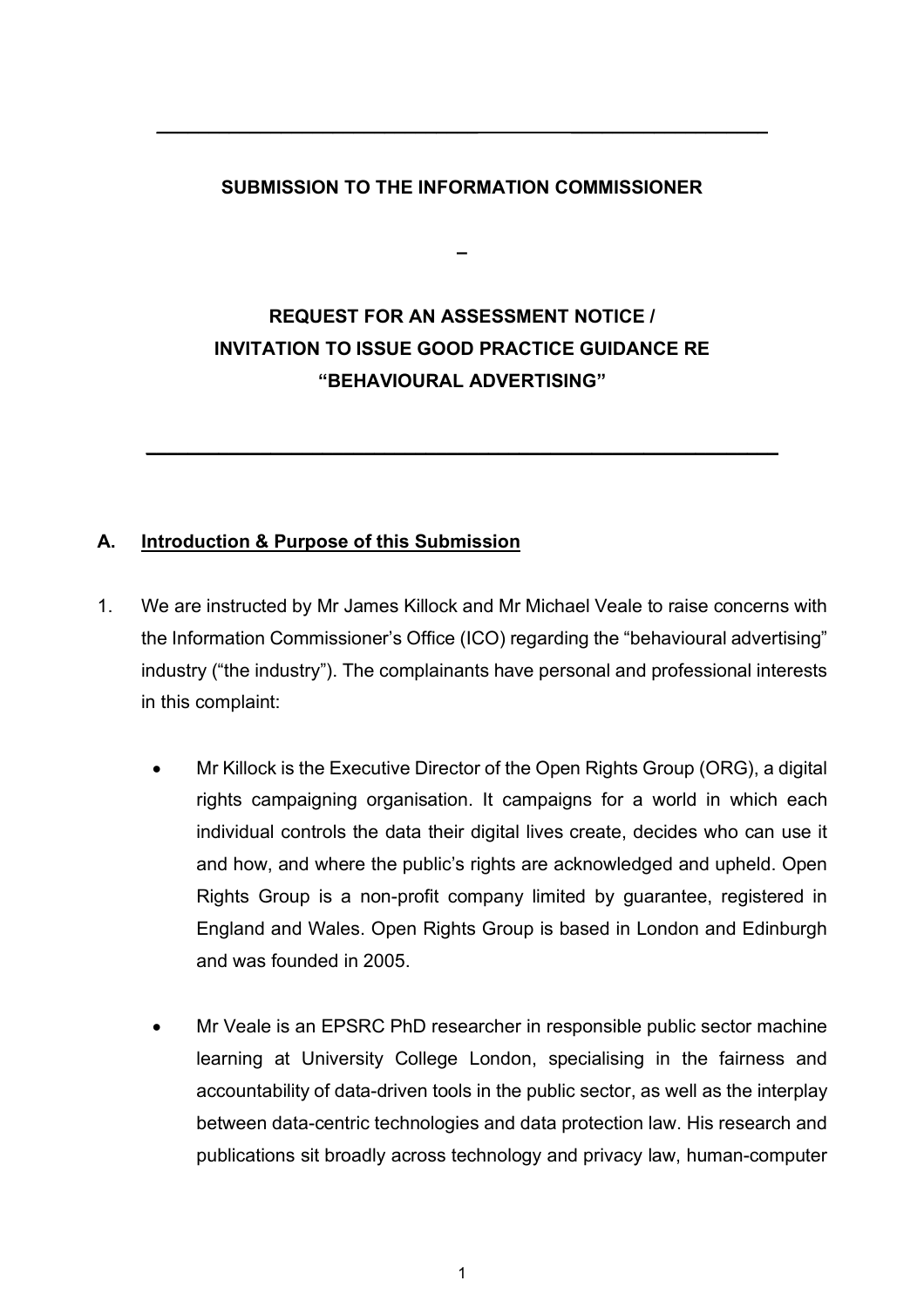# SUBMISSION TO THE INFORMATION COMMISSIONER

–

# REQUEST FOR AN ASSESSMENT NOTICE / INVITATION TO ISSUE GOOD PRACTICE GUIDANCE RE "BEHAVIOURAL ADVERTISING"

## A. Introduction & Purpose of this Submission

1. We are instructed by Mr James Killock and Mr Michael Veale to raise concerns with the Information Commissioner's Office (ICO) regarding the "behavioural advertising" industry ("the industry"). The complainants have personal and professional interests in this complaint:

   - Mr Killock is the Executive Director of the Open Rights Group (ORG), a digital rights campaigning organisation. It campaigns for a world in which each individual controls the data their digital lives create, decides who can use it and how, and where the public's rights are acknowledged and upheld. Open Rights Group is a non-profit company limited by guarantee, registered in England and Wales. Open Rights Group is based in London and Edinburgh and was founded in 2005.

   - Mr Veale is an EPSRC PhD researcher in responsible public sector machine learning at University College London, specialising in the fairness and accountability of data-driven tools in the public sector, as well as the interplay between data-centric technologies and data protection law. His research and publications sit broadly across technology and privacy law, human-computer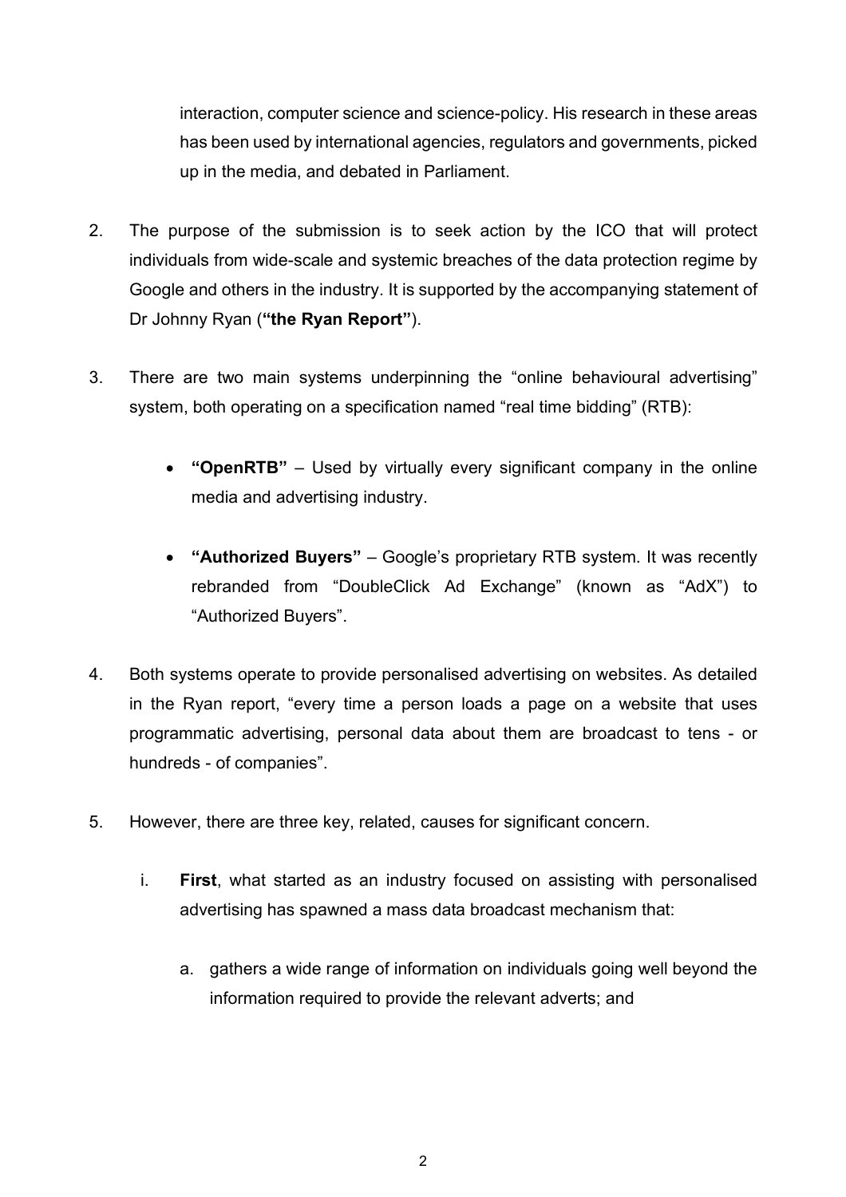interaction, computer science and science-policy. His research in these areas has been used by international agencies, regulators and governments, picked up in the media, and debated in Parliament.

2. The purpose of the submission is to seek action by the ICO that will protect individuals from wide-scale and systemic breaches of the data protection regime by Google and others in the industry. It is supported by the accompanying statement of Dr Johnny Ryan (**"the Ryan Report"**).

3. There are two main systems underpinning the "online behavioural advertising" system, both operating on a specification named "real time bidding" (RTB):

   - **"OpenRTB"** – Used by virtually every significant company in the online media and advertising industry.

   - **"Authorized Buyers"** – Google's proprietary RTB system. It was recently rebranded from "DoubleClick Ad Exchange" (known as "AdX") to "Authorized Buyers".

4. Both systems operate to provide personalised advertising on websites. As detailed in the Ryan report, "every time a person loads a page on a website that uses programmatic advertising, personal data about them are broadcast to tens - or hundreds - of companies".

5. However, there are three key, related, causes for significant concern.

   i. **First**, what started as an industry focused on assisting with personalised advertising has spawned a mass data broadcast mechanism that:

      a. gathers a wide range of information on individuals going well beyond the information required to provide the relevant adverts; and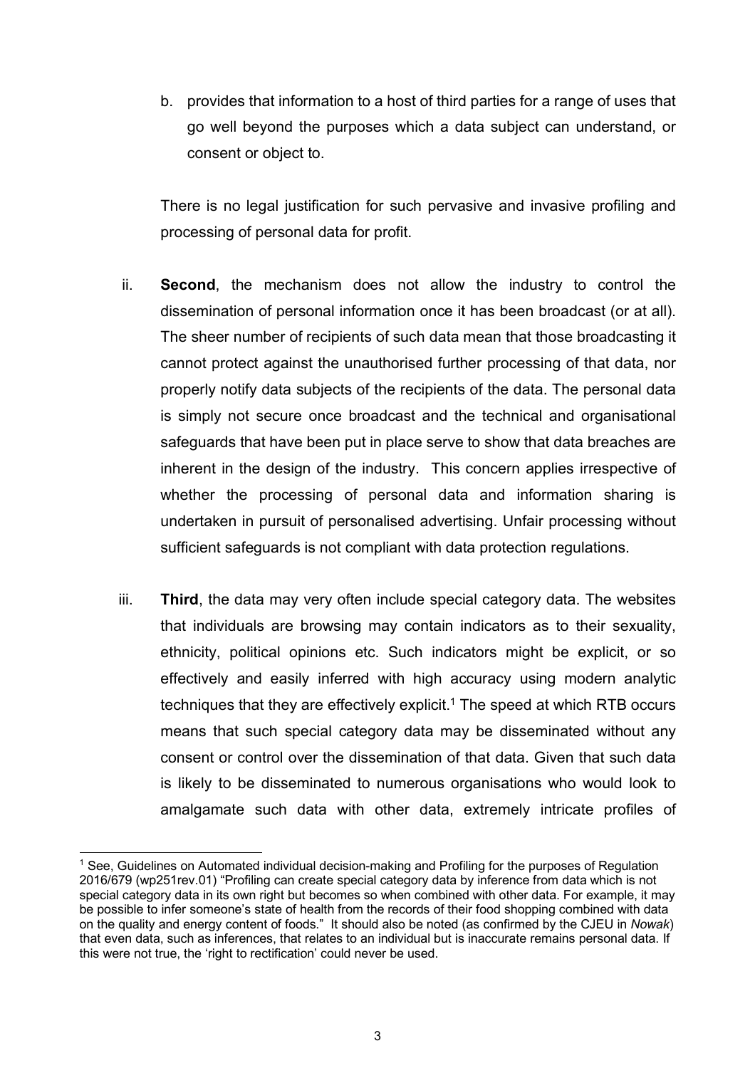b. provides that information to a host of third parties for a range of uses that go well beyond the purposes which a data subject can understand, or consent or object to.

There is no legal justification for such pervasive and invasive profiling and processing of personal data for profit.

ii. **Second**, the mechanism does not allow the industry to control the dissemination of personal information once it has been broadcast (or at all). The sheer number of recipients of such data mean that those broadcasting it cannot protect against the unauthorised further processing of that data, nor properly notify data subjects of the recipients of the data. The personal data is simply not secure once broadcast and the technical and organisational safeguards that have been put in place serve to show that data breaches are inherent in the design of the industry. This concern applies irrespective of whether the processing of personal data and information sharing is undertaken in pursuit of personalised advertising. Unfair processing without sufficient safeguards is not compliant with data protection regulations.

iii. **Third**, the data may very often include special category data. The websites that individuals are browsing may contain indicators as to their sexuality, ethnicity, political opinions etc. Such indicators might be explicit, or so effectively and easily inferred with high accuracy using modern analytic techniques that they are effectively explicit.[1] The speed at which RTB occurs means that such special category data may be disseminated without any consent or control over the dissemination of that data. Given that such data is likely to be disseminated to numerous organisations who would look to amalgamate such data with other data, extremely intricate profiles of

---

[1] See, Guidelines on Automated individual decision-making and Profiling for the purposes of Regulation 2016/679 (wp251rev.01) "Profiling can create special category data by inference from data which is not special category data in its own right but becomes so when combined with other data. For example, it may be possible to infer someone's state of health from the records of their food shopping combined with data on the quality and energy content of foods." It should also be noted (as confirmed by the CJEU in *Nowak*) that even data, such as inferences, that relates to an individual but is inaccurate remains personal data. If this were not true, the 'right to rectification' could never be used.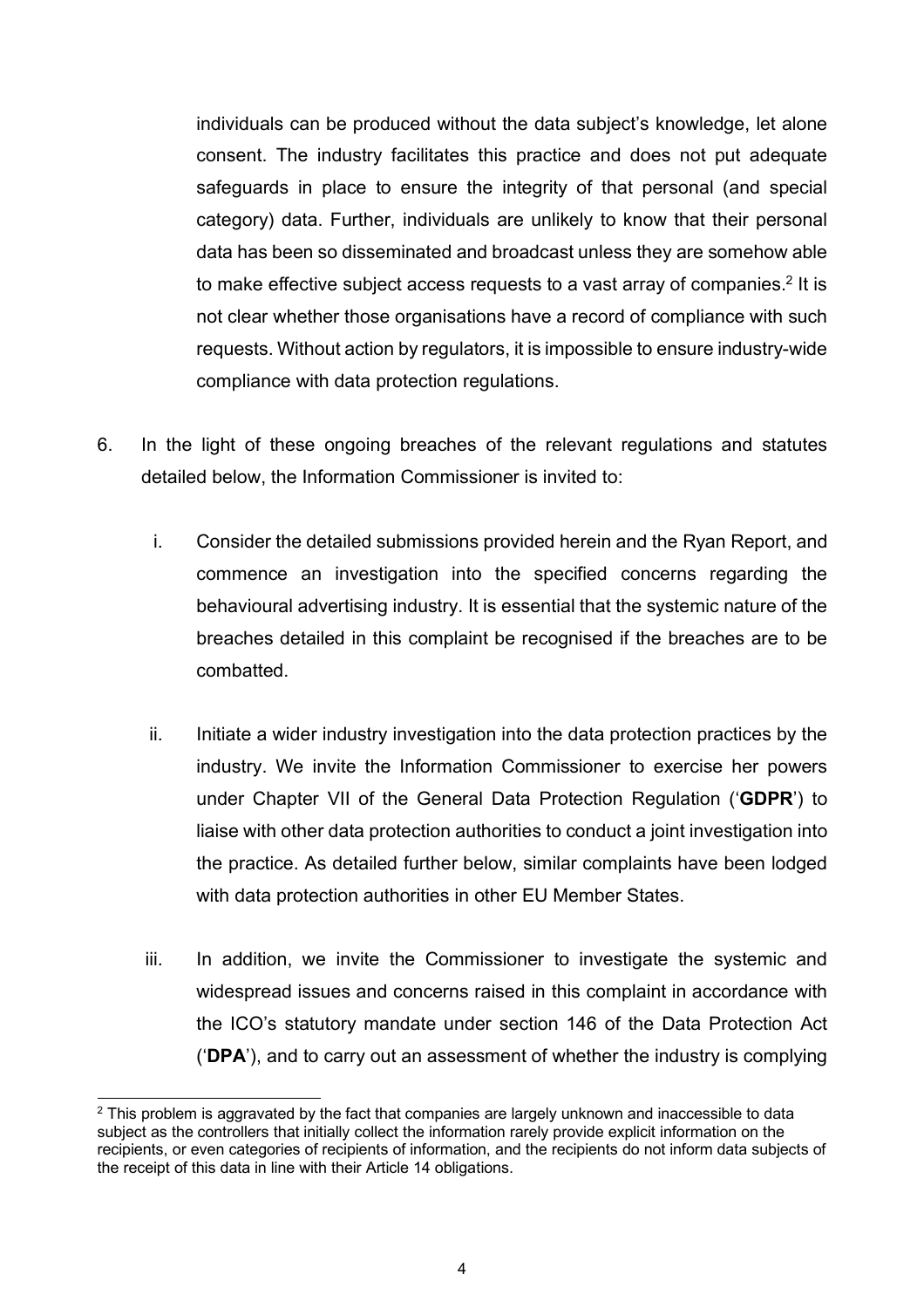individuals can be produced without the data subject's knowledge, let alone consent. The industry facilitates this practice and does not put adequate safeguards in place to ensure the integrity of that personal (and special category) data. Further, individuals are unlikely to know that their personal data has been so disseminated and broadcast unless they are somehow able to make effective subject access requests to a vast array of companies.[2] It is not clear whether those organisations have a record of compliance with such requests. Without action by regulators, it is impossible to ensure industry-wide compliance with data protection regulations.

6. In the light of these ongoing breaches of the relevant regulations and statutes detailed below, the Information Commissioner is invited to:

   i. Consider the detailed submissions provided herein and the Ryan Report, and commence an investigation into the specified concerns regarding the behavioural advertising industry. It is essential that the systemic nature of the breaches detailed in this complaint be recognised if the breaches are to be combatted.

   ii. Initiate a wider industry investigation into the data protection practices by the industry. We invite the Information Commissioner to exercise her powers under Chapter VII of the General Data Protection Regulation ('**GDPR**') to liaise with other data protection authorities to conduct a joint investigation into the practice. As detailed further below, similar complaints have been lodged with data protection authorities in other EU Member States.

   iii. In addition, we invite the Commissioner to investigate the systemic and widespread issues and concerns raised in this complaint in accordance with the ICO's statutory mandate under section 146 of the Data Protection Act ('**DPA**'), and to carry out an assessment of whether the industry is complying

---

[2] This problem is aggravated by the fact that companies are largely unknown and inaccessible to data subject as the controllers that initially collect the information rarely provide explicit information on the recipients, or even categories of recipients of information, and the recipients do not inform data subjects of the receipt of this data in line with their Article 14 obligations.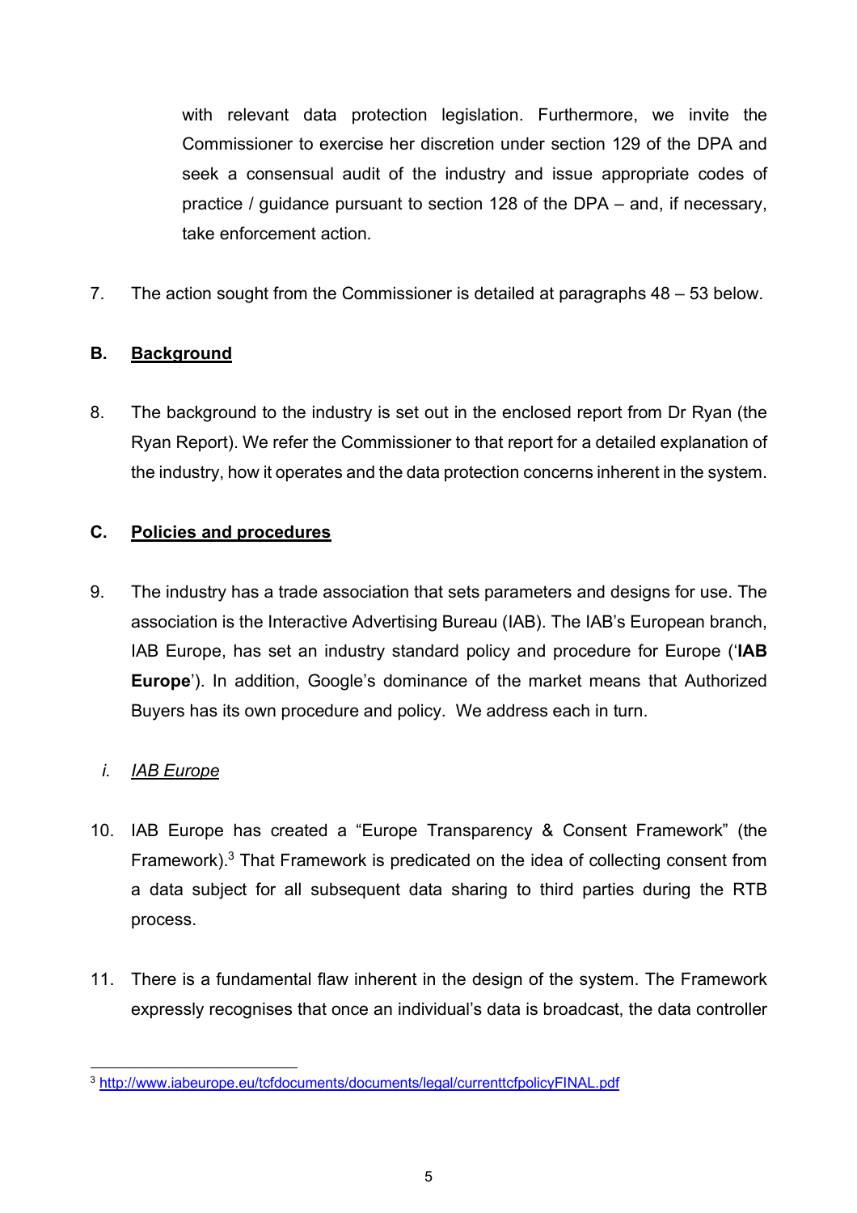with relevant data protection legislation. Furthermore, we invite the Commissioner to exercise her discretion under section 129 of the DPA and seek a consensual audit of the industry and issue appropriate codes of practice / guidance pursuant to section 128 of the DPA – and, if necessary, take enforcement action.

7. The action sought from the Commissioner is detailed at paragraphs 48 – 53 below.

## B. <u>Background</u>

8. The background to the industry is set out in the enclosed report from Dr Ryan (the Ryan Report). We refer the Commissioner to that report for a detailed explanation of the industry, how it operates and the data protection concerns inherent in the system.

## C. <u>Policies and procedures</u>

9. The industry has a trade association that sets parameters and designs for use. The association is the Interactive Advertising Bureau (IAB). The IAB's European branch, IAB Europe, has set an industry standard policy and procedure for Europe ('**IAB Europe**'). In addition, Google's dominance of the market means that Authorized Buyers has its own procedure and policy. We address each in turn.

### *i. <u>IAB Europe</u>*

10. IAB Europe has created a "Europe Transparency & Consent Framework" (the Framework).[3] That Framework is predicated on the idea of collecting consent from a data subject for all subsequent data sharing to third parties during the RTB process.

11. There is a fundamental flaw inherent in the design of the system. The Framework expressly recognises that once an individual's data is broadcast, the data controller

[3] http://www.iabeurope.eu/tcfdocuments/documents/legal/currenttcfpolicyFINAL.pdf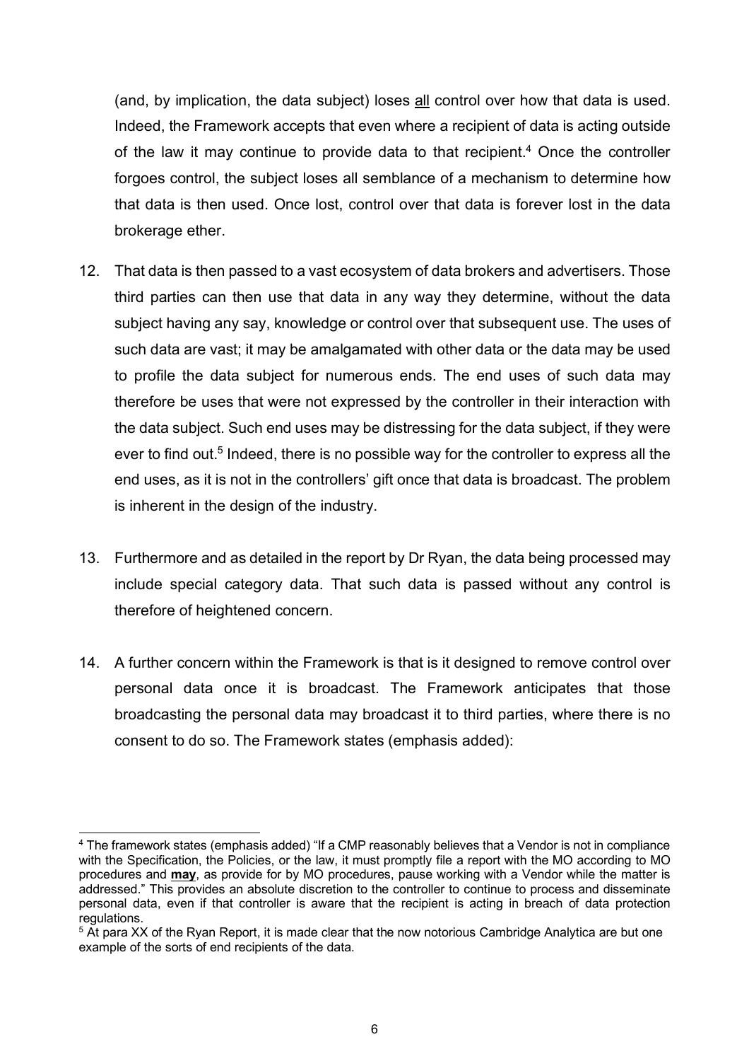(and, by implication, the data subject) loses <u>all</u> control over how that data is used. Indeed, the Framework accepts that even where a recipient of data is acting outside of the law it may continue to provide data to that recipient.[4] Once the controller forgoes control, the subject loses all semblance of a mechanism to determine how that data is then used. Once lost, control over that data is forever lost in the data brokerage ether.

12. That data is then passed to a vast ecosystem of data brokers and advertisers. Those third parties can then use that data in any way they determine, without the data subject having any say, knowledge or control over that subsequent use. The uses of such data are vast; it may be amalgamated with other data or the data may be used to profile the data subject for numerous ends. The end uses of such data may therefore be uses that were not expressed by the controller in their interaction with the data subject. Such end uses may be distressing for the data subject, if they were ever to find out.[5] Indeed, there is no possible way for the controller to express all the end uses, as it is not in the controllers' gift once that data is broadcast. The problem is inherent in the design of the industry.

13. Furthermore and as detailed in the report by Dr Ryan, the data being processed may include special category data. That such data is passed without any control is therefore of heightened concern.

14. A further concern within the Framework is that is it designed to remove control over personal data once it is broadcast. The Framework anticipates that those broadcasting the personal data may broadcast it to third parties, where there is no consent to do so. The Framework states (emphasis added):

---

[4] The framework states (emphasis added) "If a CMP reasonably believes that a Vendor is not in compliance with the Specification, the Policies, or the law, it must promptly file a report with the MO according to MO procedures and **<u>may</u>**, as provide for by MO procedures, pause working with a Vendor while the matter is addressed." This provides an absolute discretion to the controller to continue to process and disseminate personal data, even if that controller is aware that the recipient is acting in breach of data protection regulations.

[5] At para XX of the Ryan Report, it is made clear that the now notorious Cambridge Analytica are but one example of the sorts of end recipients of the data.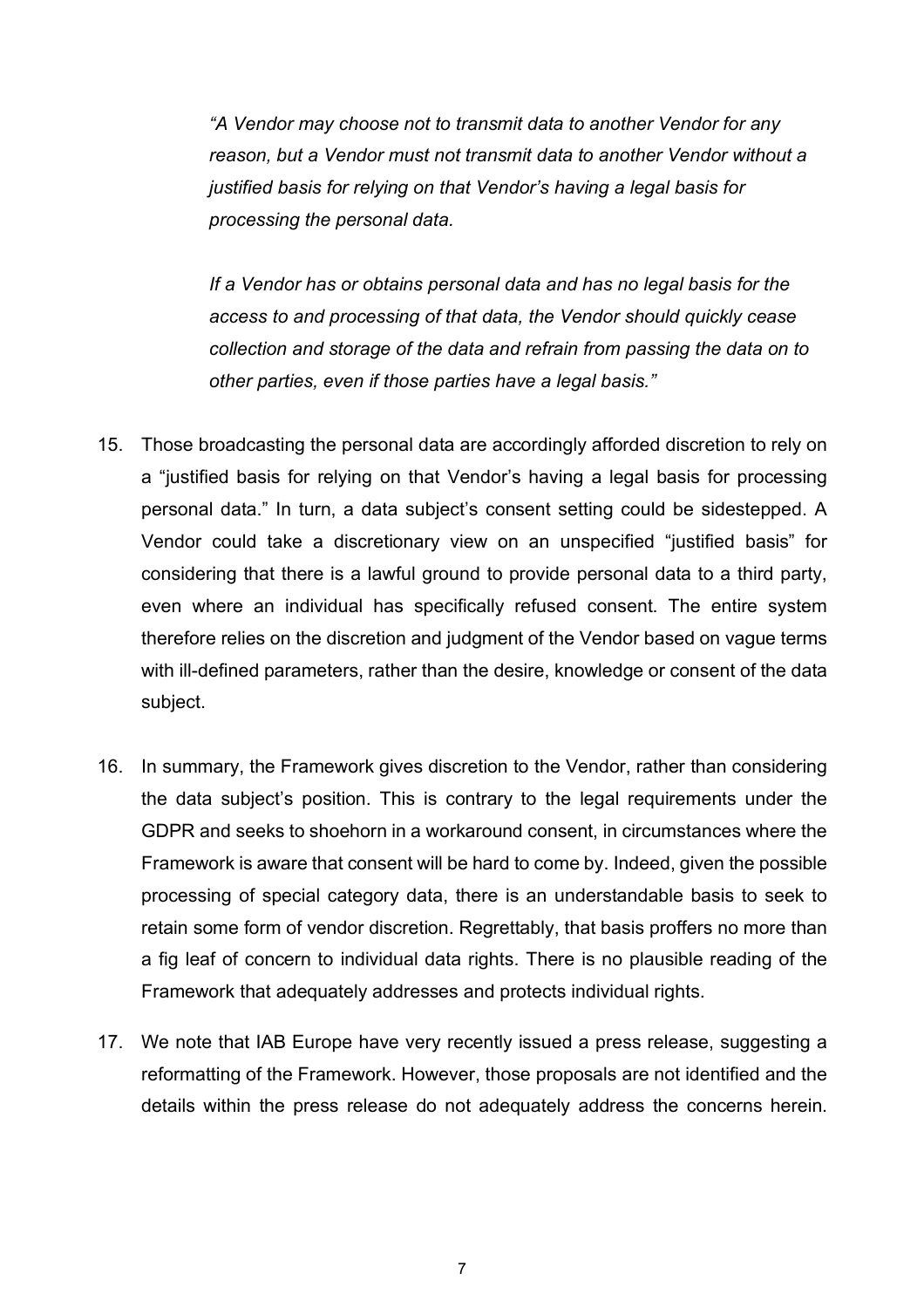> *"A Vendor may choose not to transmit data to another Vendor for any reason, but a Vendor must not transmit data to another Vendor without a justified basis for relying on that Vendor's having a legal basis for processing the personal data.*
>
> *If a Vendor has or obtains personal data and has no legal basis for the access to and processing of that data, the Vendor should quickly cease collection and storage of the data and refrain from passing the data on to other parties, even if those parties have a legal basis."*

15. Those broadcasting the personal data are accordingly afforded discretion to rely on a "justified basis for relying on that Vendor's having a legal basis for processing personal data." In turn, a data subject's consent setting could be sidestepped. A Vendor could take a discretionary view on an unspecified "justified basis" for considering that there is a lawful ground to provide personal data to a third party, even where an individual has specifically refused consent. The entire system therefore relies on the discretion and judgment of the Vendor based on vague terms with ill-defined parameters, rather than the desire, knowledge or consent of the data subject.

16. In summary, the Framework gives discretion to the Vendor, rather than considering the data subject's position. This is contrary to the legal requirements under the GDPR and seeks to shoehorn in a workaround consent, in circumstances where the Framework is aware that consent will be hard to come by. Indeed, given the possible processing of special category data, there is an understandable basis to seek to retain some form of vendor discretion. Regrettably, that basis proffers no more than a fig leaf of concern to individual data rights. There is no plausible reading of the Framework that adequately addresses and protects individual rights.

17. We note that IAB Europe have very recently issued a press release, suggesting a reformatting of the Framework. However, those proposals are not identified and the details within the press release do not adequately address the concerns herein.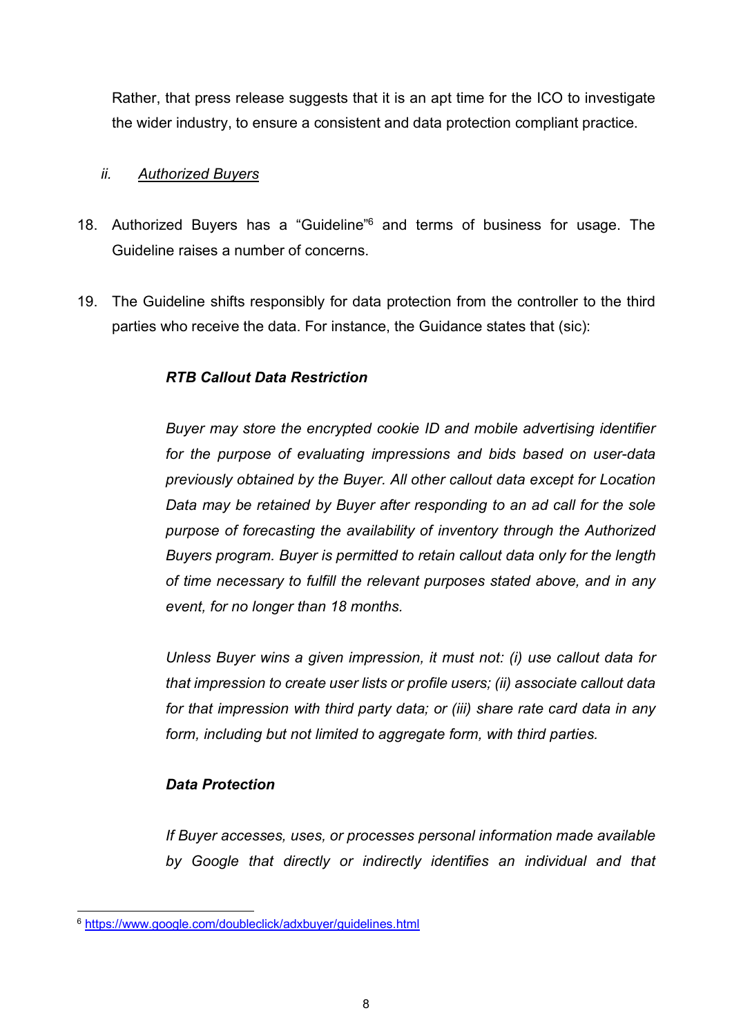Rather, that press release suggests that it is an apt time for the ICO to investigate the wider industry, to ensure a consistent and data protection compliant practice.

### ii. *Authorized Buyers*

18. Authorized Buyers has a "Guideline"[6] and terms of business for usage. The Guideline raises a number of concerns.

19. The Guideline shifts responsibly for data protection from the controller to the third parties who receive the data. For instance, the Guidance states that (sic):

> ***RTB Callout Data Restriction***
>
> *Buyer may store the encrypted cookie ID and mobile advertising identifier for the purpose of evaluating impressions and bids based on user-data previously obtained by the Buyer. All other callout data except for Location Data may be retained by Buyer after responding to an ad call for the sole purpose of forecasting the availability of inventory through the Authorized Buyers program. Buyer is permitted to retain callout data only for the length of time necessary to fulfill the relevant purposes stated above, and in any event, for no longer than 18 months.*
>
> *Unless Buyer wins a given impression, it must not: (i) use callout data for that impression to create user lists or profile users; (ii) associate callout data for that impression with third party data; or (iii) share rate card data in any form, including but not limited to aggregate form, with third parties.*
>
> ***Data Protection***
>
> *If Buyer accesses, uses, or processes personal information made available by Google that directly or indirectly identifies an individual and that*

[6] https://www.google.com/doubleclick/adxbuyer/guidelines.html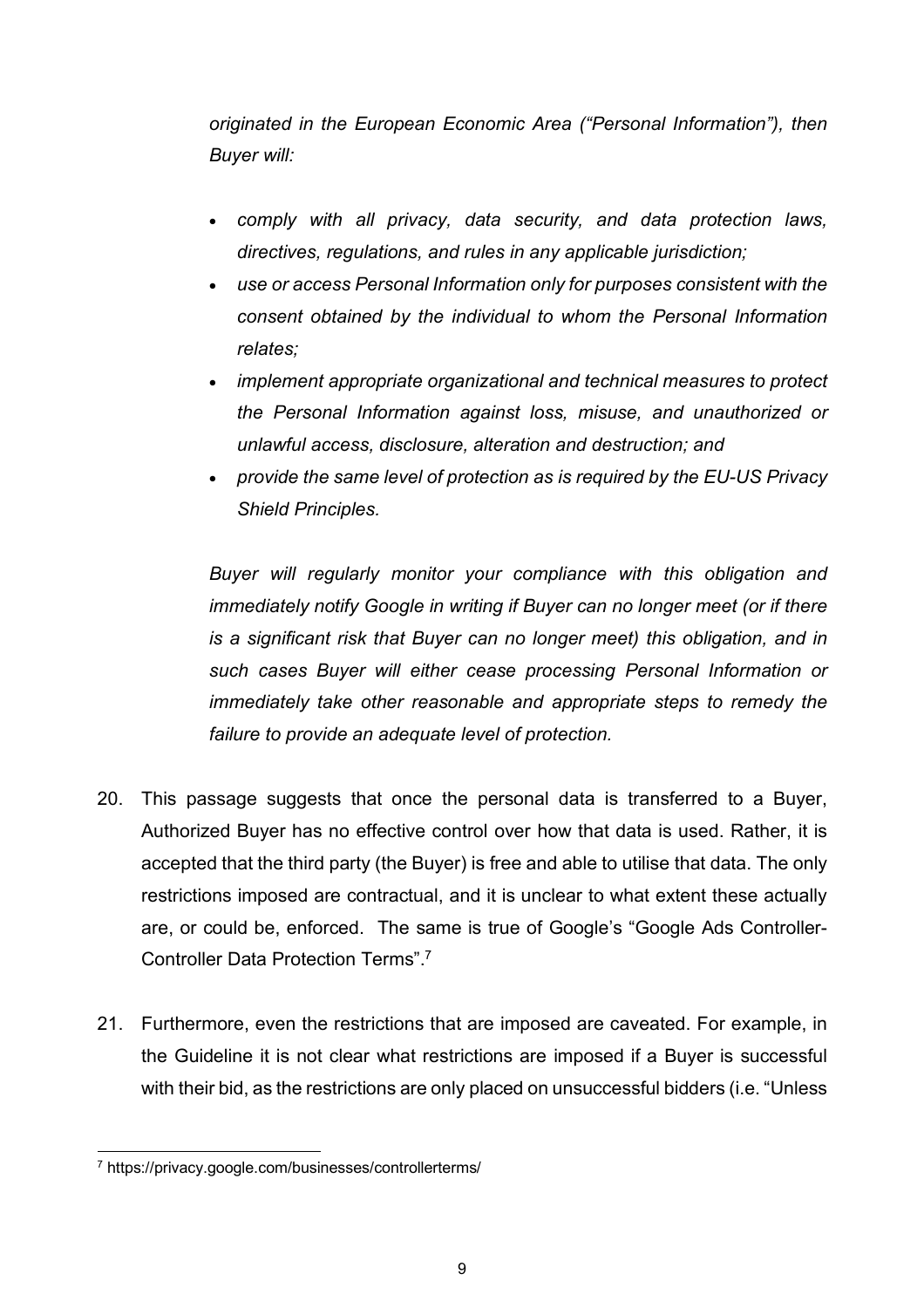*originated in the European Economic Area ("Personal Information"), then Buyer will:*

- *comply with all privacy, data security, and data protection laws, directives, regulations, and rules in any applicable jurisdiction;*
- *use or access Personal Information only for purposes consistent with the consent obtained by the individual to whom the Personal Information relates;*
- *implement appropriate organizational and technical measures to protect the Personal Information against loss, misuse, and unauthorized or unlawful access, disclosure, alteration and destruction; and*
- *provide the same level of protection as is required by the EU-US Privacy Shield Principles.*

*Buyer will regularly monitor your compliance with this obligation and immediately notify Google in writing if Buyer can no longer meet (or if there is a significant risk that Buyer can no longer meet) this obligation, and in such cases Buyer will either cease processing Personal Information or immediately take other reasonable and appropriate steps to remedy the failure to provide an adequate level of protection.*

20. This passage suggests that once the personal data is transferred to a Buyer, Authorized Buyer has no effective control over how that data is used. Rather, it is accepted that the third party (the Buyer) is free and able to utilise that data. The only restrictions imposed are contractual, and it is unclear to what extent these actually are, or could be, enforced. The same is true of Google's "Google Ads Controller-Controller Data Protection Terms".[7]

21. Furthermore, even the restrictions that are imposed are caveated. For example, in the Guideline it is not clear what restrictions are imposed if a Buyer is successful with their bid, as the restrictions are only placed on unsuccessful bidders (i.e. "Unless

[7] https://privacy.google.com/businesses/controllerterms/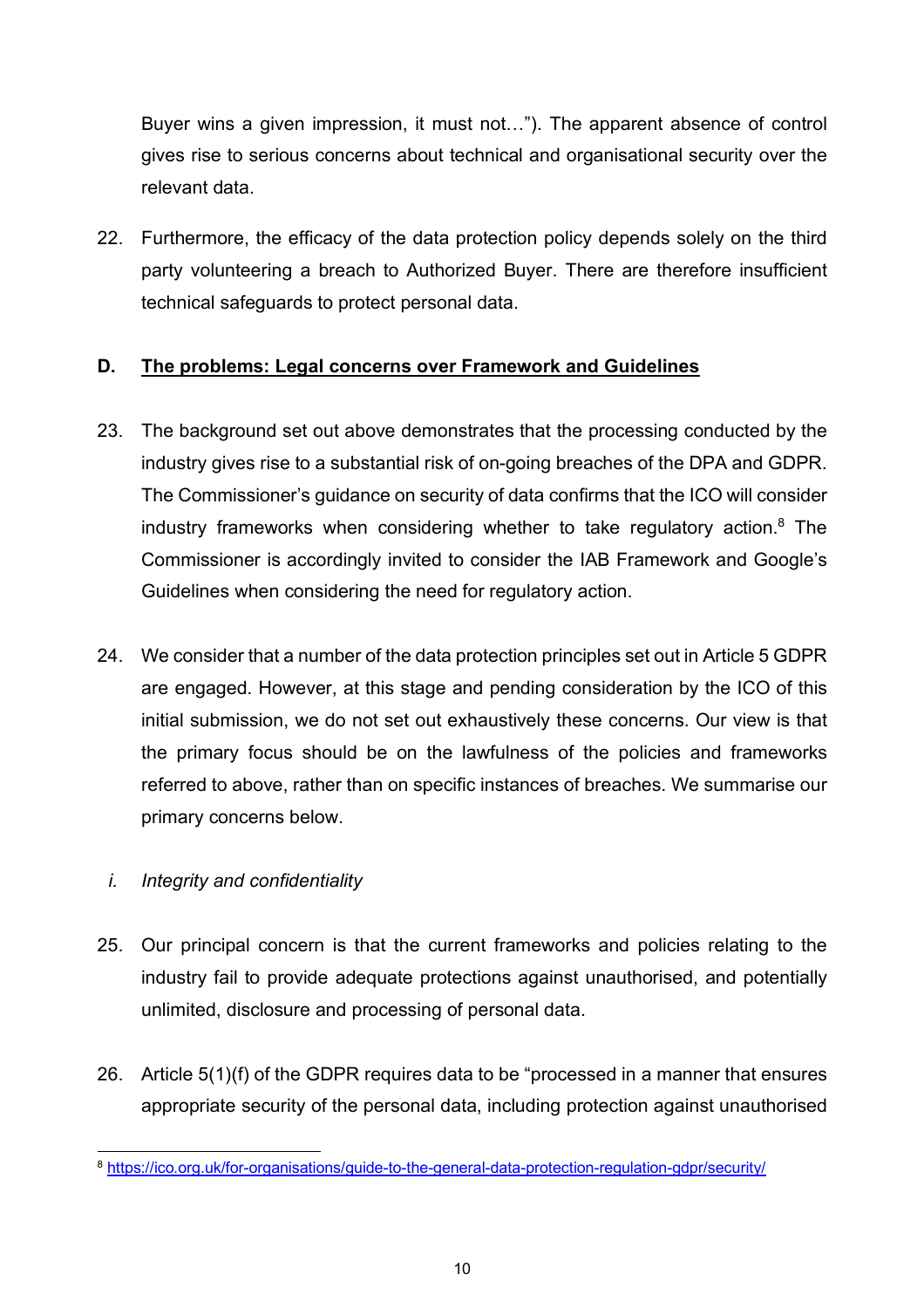Buyer wins a given impression, it must not…"). The apparent absence of control gives rise to serious concerns about technical and organisational security over the relevant data.

22. Furthermore, the efficacy of the data protection policy depends solely on the third party volunteering a breach to Authorized Buyer. There are therefore insufficient technical safeguards to protect personal data.

## D. <u>The problems: Legal concerns over Framework and Guidelines</u>

23. The background set out above demonstrates that the processing conducted by the industry gives rise to a substantial risk of on-going breaches of the DPA and GDPR. The Commissioner's guidance on security of data confirms that the ICO will consider industry frameworks when considering whether to take regulatory action.[8] The Commissioner is accordingly invited to consider the IAB Framework and Google's Guidelines when considering the need for regulatory action.

24. We consider that a number of the data protection principles set out in Article 5 GDPR are engaged. However, at this stage and pending consideration by the ICO of this initial submission, we do not set out exhaustively these concerns. Our view is that the primary focus should be on the lawfulness of the policies and frameworks referred to above, rather than on specific instances of breaches. We summarise our primary concerns below.

### *i. Integrity and confidentiality*

25. Our principal concern is that the current frameworks and policies relating to the industry fail to provide adequate protections against unauthorised, and potentially unlimited, disclosure and processing of personal data.

26. Article 5(1)(f) of the GDPR requires data to be "processed in a manner that ensures appropriate security of the personal data, including protection against unauthorised

---

[8] https://ico.org.uk/for-organisations/guide-to-the-general-data-protection-regulation-gdpr/security/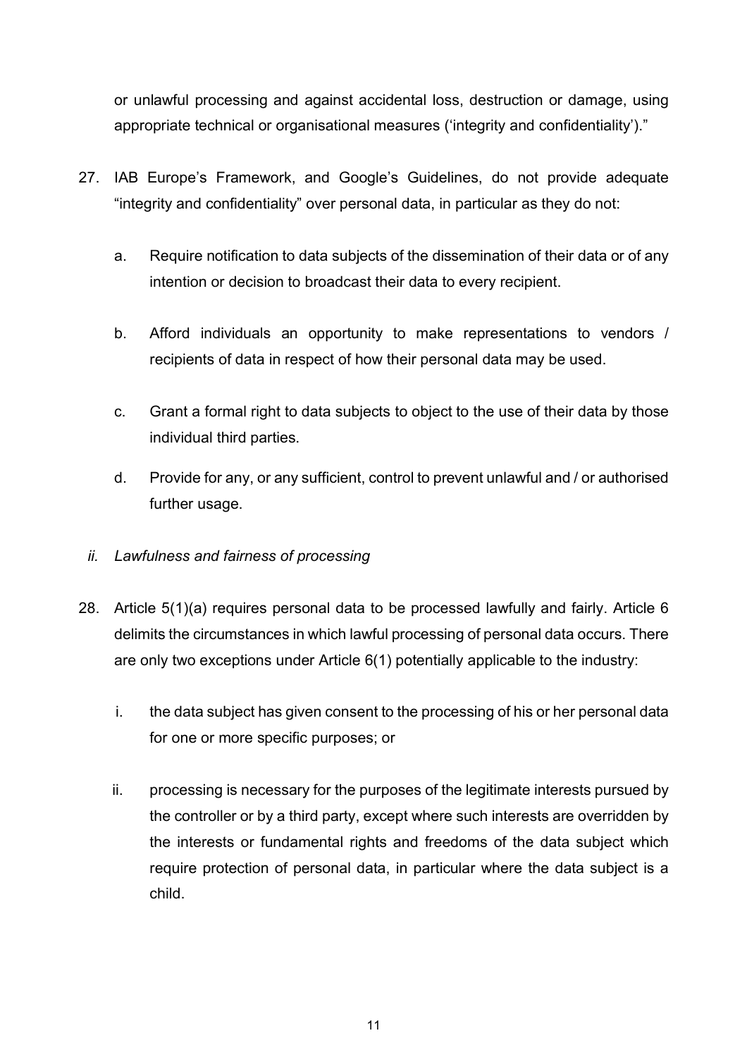or unlawful processing and against accidental loss, destruction or damage, using appropriate technical or organisational measures ('integrity and confidentiality')."

27. IAB Europe's Framework, and Google's Guidelines, do not provide adequate "integrity and confidentiality" over personal data, in particular as they do not:

    a. Require notification to data subjects of the dissemination of their data or of any intention or decision to broadcast their data to every recipient.

    b. Afford individuals an opportunity to make representations to vendors / recipients of data in respect of how their personal data may be used.

    c. Grant a formal right to data subjects to object to the use of their data by those individual third parties.

    d. Provide for any, or any sufficient, control to prevent unlawful and / or authorised further usage.

*ii. Lawfulness and fairness of processing*

28. Article 5(1)(a) requires personal data to be processed lawfully and fairly. Article 6 delimits the circumstances in which lawful processing of personal data occurs. There are only two exceptions under Article 6(1) potentially applicable to the industry:

    i. the data subject has given consent to the processing of his or her personal data for one or more specific purposes; or

    ii. processing is necessary for the purposes of the legitimate interests pursued by the controller or by a third party, except where such interests are overridden by the interests or fundamental rights and freedoms of the data subject which require protection of personal data, in particular where the data subject is a child.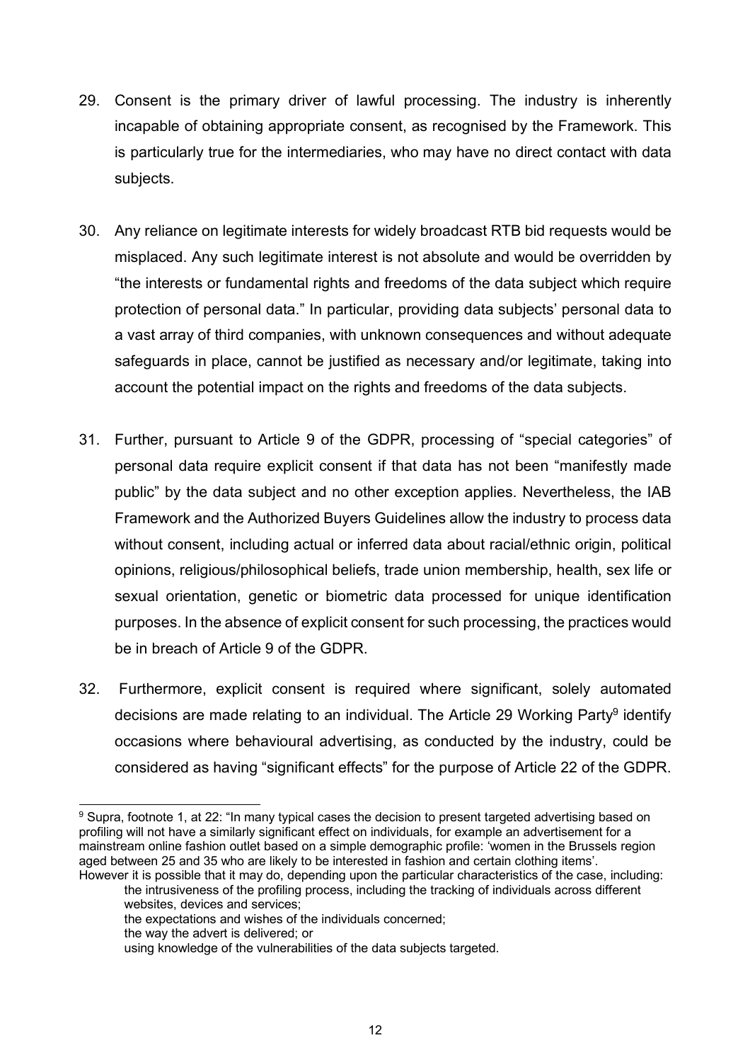29. Consent is the primary driver of lawful processing. The industry is inherently incapable of obtaining appropriate consent, as recognised by the Framework. This is particularly true for the intermediaries, who may have no direct contact with data subjects.

30. Any reliance on legitimate interests for widely broadcast RTB bid requests would be misplaced. Any such legitimate interest is not absolute and would be overridden by "the interests or fundamental rights and freedoms of the data subject which require protection of personal data." In particular, providing data subjects' personal data to a vast array of third companies, with unknown consequences and without adequate safeguards in place, cannot be justified as necessary and/or legitimate, taking into account the potential impact on the rights and freedoms of the data subjects.

31. Further, pursuant to Article 9 of the GDPR, processing of "special categories" of personal data require explicit consent if that data has not been "manifestly made public" by the data subject and no other exception applies. Nevertheless, the IAB Framework and the Authorized Buyers Guidelines allow the industry to process data without consent, including actual or inferred data about racial/ethnic origin, political opinions, religious/philosophical beliefs, trade union membership, health, sex life or sexual orientation, genetic or biometric data processed for unique identification purposes. In the absence of explicit consent for such processing, the practices would be in breach of Article 9 of the GDPR.

32. Furthermore, explicit consent is required where significant, solely automated decisions are made relating to an individual. The Article 29 Working Party[9] identify occasions where behavioural advertising, as conducted by the industry, could be considered as having "significant effects" for the purpose of Article 22 of the GDPR.

---

[9] Supra, footnote 1, at 22: "In many typical cases the decision to present targeted advertising based on profiling will not have a similarly significant effect on individuals, for example an advertisement for a mainstream online fashion outlet based on a simple demographic profile: 'women in the Brussels region aged between 25 and 35 who are likely to be interested in fashion and certain clothing items'.
However it is possible that it may do, depending upon the particular characteristics of the case, including:

- the intrusiveness of the profiling process, including the tracking of individuals across different websites, devices and services;
- the expectations and wishes of the individuals concerned;
- the way the advert is delivered; or
- using knowledge of the vulnerabilities of the data subjects targeted.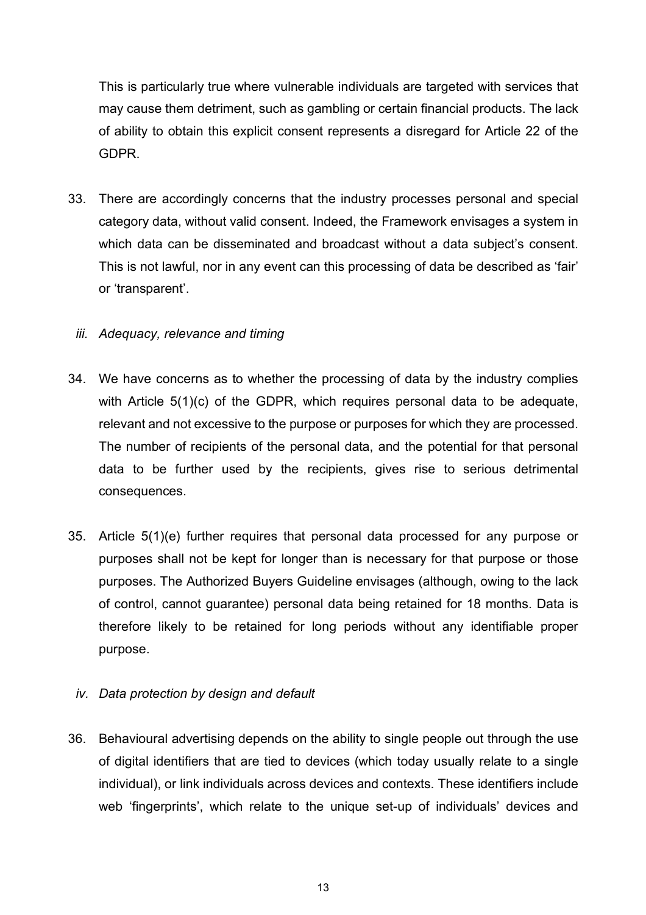This is particularly true where vulnerable individuals are targeted with services that may cause them detriment, such as gambling or certain financial products. The lack of ability to obtain this explicit consent represents a disregard for Article 22 of the GDPR.

33. There are accordingly concerns that the industry processes personal and special category data, without valid consent. Indeed, the Framework envisages a system in which data can be disseminated and broadcast without a data subject's consent. This is not lawful, nor in any event can this processing of data be described as 'fair' or 'transparent'.

*iii. Adequacy, relevance and timing*

34. We have concerns as to whether the processing of data by the industry complies with Article 5(1)(c) of the GDPR, which requires personal data to be adequate, relevant and not excessive to the purpose or purposes for which they are processed. The number of recipients of the personal data, and the potential for that personal data to be further used by the recipients, gives rise to serious detrimental consequences.

35. Article 5(1)(e) further requires that personal data processed for any purpose or purposes shall not be kept for longer than is necessary for that purpose or those purposes. The Authorized Buyers Guideline envisages (although, owing to the lack of control, cannot guarantee) personal data being retained for 18 months. Data is therefore likely to be retained for long periods without any identifiable proper purpose.

*iv. Data protection by design and default*

36. Behavioural advertising depends on the ability to single people out through the use of digital identifiers that are tied to devices (which today usually relate to a single individual), or link individuals across devices and contexts. These identifiers include web 'fingerprints', which relate to the unique set-up of individuals' devices and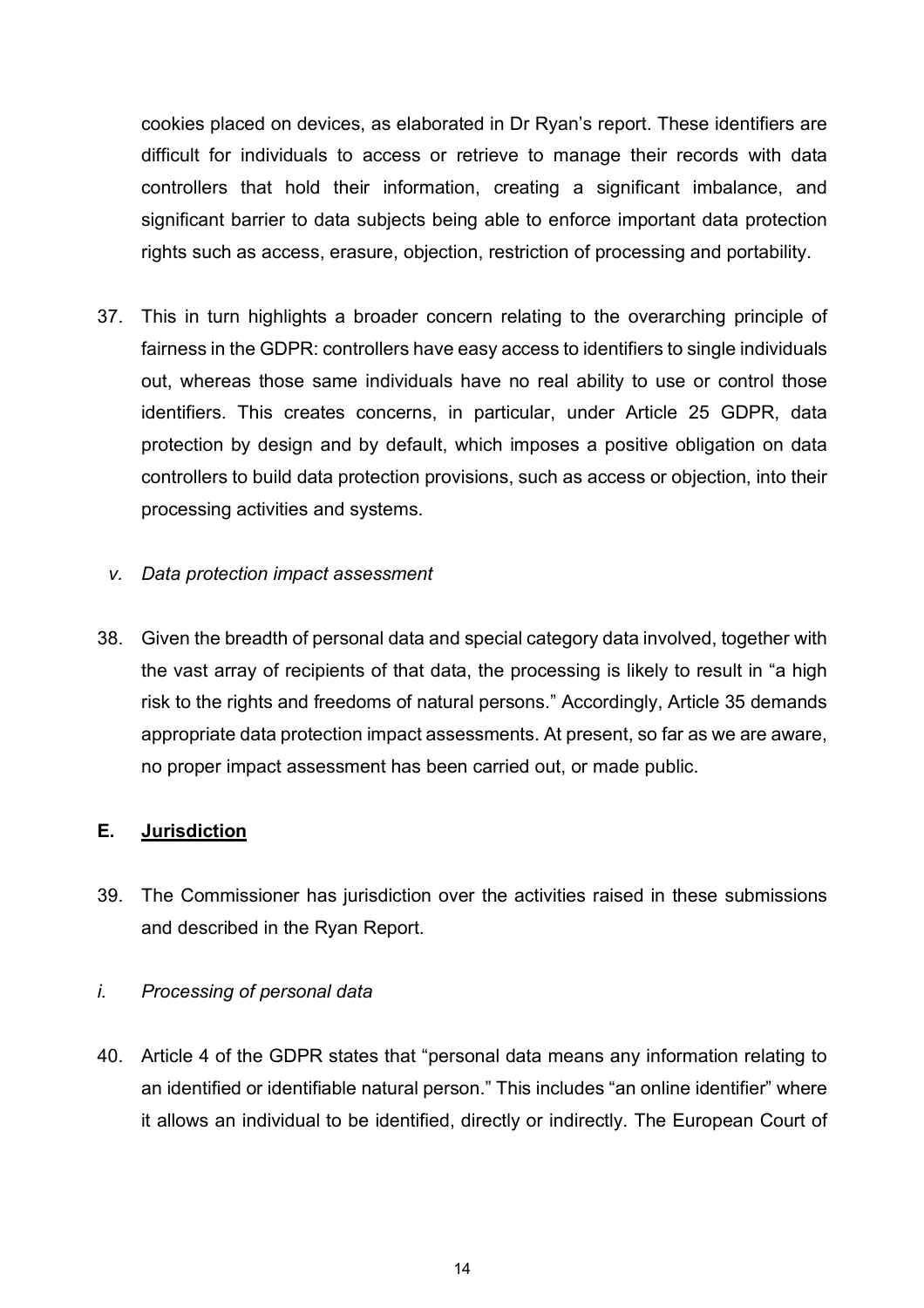cookies placed on devices, as elaborated in Dr Ryan's report. These identifiers are difficult for individuals to access or retrieve to manage their records with data controllers that hold their information, creating a significant imbalance, and significant barrier to data subjects being able to enforce important data protection rights such as access, erasure, objection, restriction of processing and portability.

37. This in turn highlights a broader concern relating to the overarching principle of fairness in the GDPR: controllers have easy access to identifiers to single individuals out, whereas those same individuals have no real ability to use or control those identifiers. This creates concerns, in particular, under Article 25 GDPR, data protection by design and by default, which imposes a positive obligation on data controllers to build data protection provisions, such as access or objection, into their processing activities and systems.

*v. Data protection impact assessment*

38. Given the breadth of personal data and special category data involved, together with the vast array of recipients of that data, the processing is likely to result in "a high risk to the rights and freedoms of natural persons." Accordingly, Article 35 demands appropriate data protection impact assessments. At present, so far as we are aware, no proper impact assessment has been carried out, or made public.

## E. Jurisdiction

39. The Commissioner has jurisdiction over the activities raised in these submissions and described in the Ryan Report.

*i. Processing of personal data*

40. Article 4 of the GDPR states that "personal data means any information relating to an identified or identifiable natural person." This includes "an online identifier" where it allows an individual to be identified, directly or indirectly. The European Court of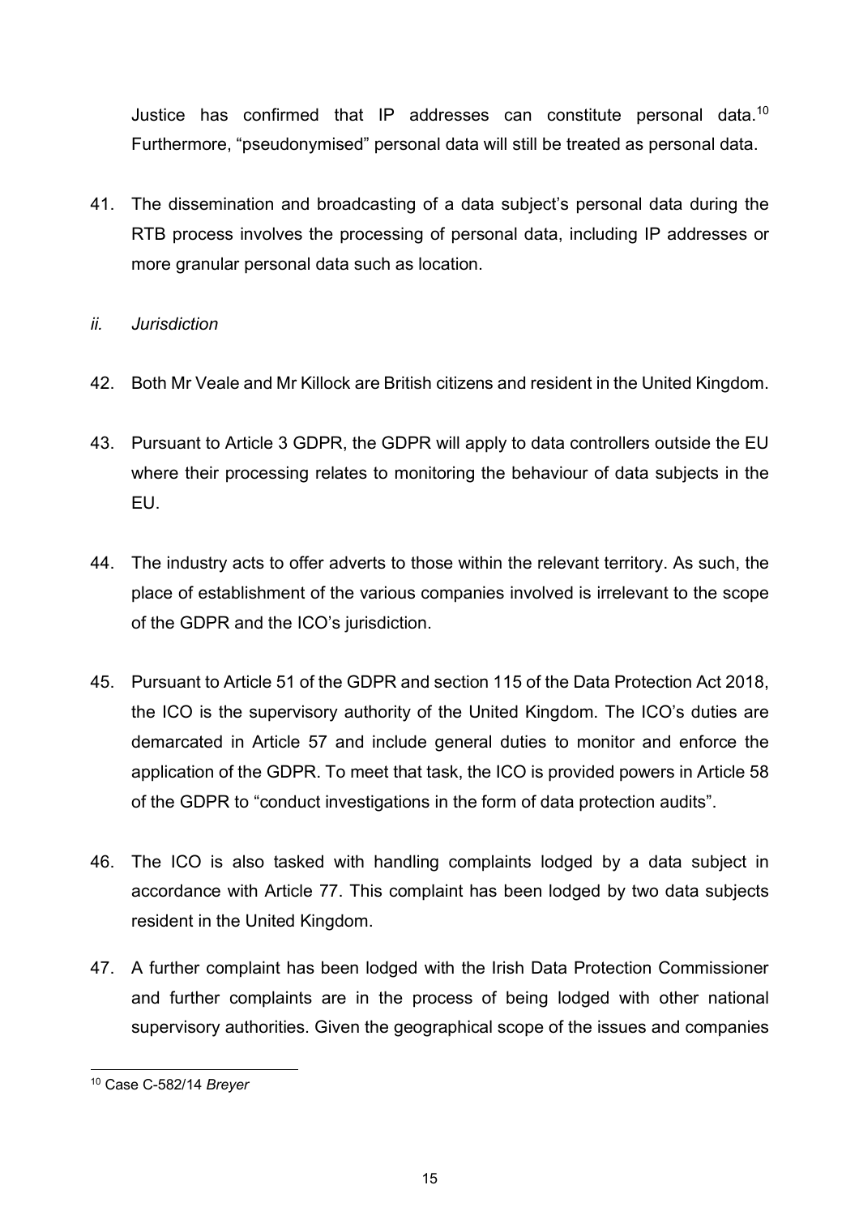Justice has confirmed that IP addresses can constitute personal data.[10] Furthermore, "pseudonymised" personal data will still be treated as personal data.

41. The dissemination and broadcasting of a data subject's personal data during the RTB process involves the processing of personal data, including IP addresses or more granular personal data such as location.

*ii. Jurisdiction*

42. Both Mr Veale and Mr Killock are British citizens and resident in the United Kingdom.

43. Pursuant to Article 3 GDPR, the GDPR will apply to data controllers outside the EU where their processing relates to monitoring the behaviour of data subjects in the EU.

44. The industry acts to offer adverts to those within the relevant territory. As such, the place of establishment of the various companies involved is irrelevant to the scope of the GDPR and the ICO's jurisdiction.

45. Pursuant to Article 51 of the GDPR and section 115 of the Data Protection Act 2018, the ICO is the supervisory authority of the United Kingdom. The ICO's duties are demarcated in Article 57 and include general duties to monitor and enforce the application of the GDPR. To meet that task, the ICO is provided powers in Article 58 of the GDPR to "conduct investigations in the form of data protection audits".

46. The ICO is also tasked with handling complaints lodged by a data subject in accordance with Article 77. This complaint has been lodged by two data subjects resident in the United Kingdom.

47. A further complaint has been lodged with the Irish Data Protection Commissioner and further complaints are in the process of being lodged with other national supervisory authorities. Given the geographical scope of the issues and companies

[10] Case C-582/14 *Breyer*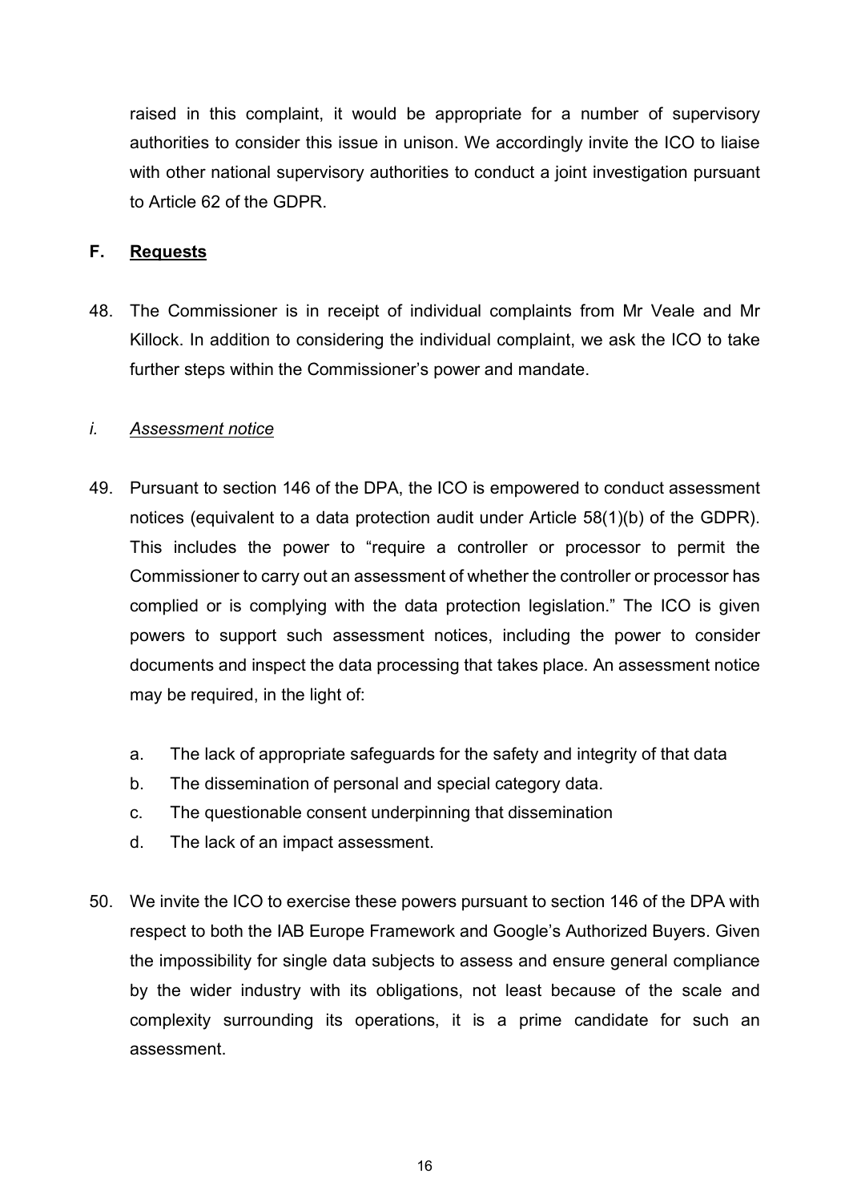raised in this complaint, it would be appropriate for a number of supervisory authorities to consider this issue in unison. We accordingly invite the ICO to liaise with other national supervisory authorities to conduct a joint investigation pursuant to Article 62 of the GDPR.

## F. Requests

48. The Commissioner is in receipt of individual complaints from Mr Veale and Mr Killock. In addition to considering the individual complaint, we ask the ICO to take further steps within the Commissioner's power and mandate.

### *i. Assessment notice*

49. Pursuant to section 146 of the DPA, the ICO is empowered to conduct assessment notices (equivalent to a data protection audit under Article 58(1)(b) of the GDPR). This includes the power to "require a controller or processor to permit the Commissioner to carry out an assessment of whether the controller or processor has complied or is complying with the data protection legislation." The ICO is given powers to support such assessment notices, including the power to consider documents and inspect the data processing that takes place. An assessment notice may be required, in the light of:

    a. The lack of appropriate safeguards for the safety and integrity of that data
    b. The dissemination of personal and special category data.
    c. The questionable consent underpinning that dissemination
    d. The lack of an impact assessment.

50. We invite the ICO to exercise these powers pursuant to section 146 of the DPA with respect to both the IAB Europe Framework and Google's Authorized Buyers. Given the impossibility for single data subjects to assess and ensure general compliance by the wider industry with its obligations, not least because of the scale and complexity surrounding its operations, it is a prime candidate for such an assessment.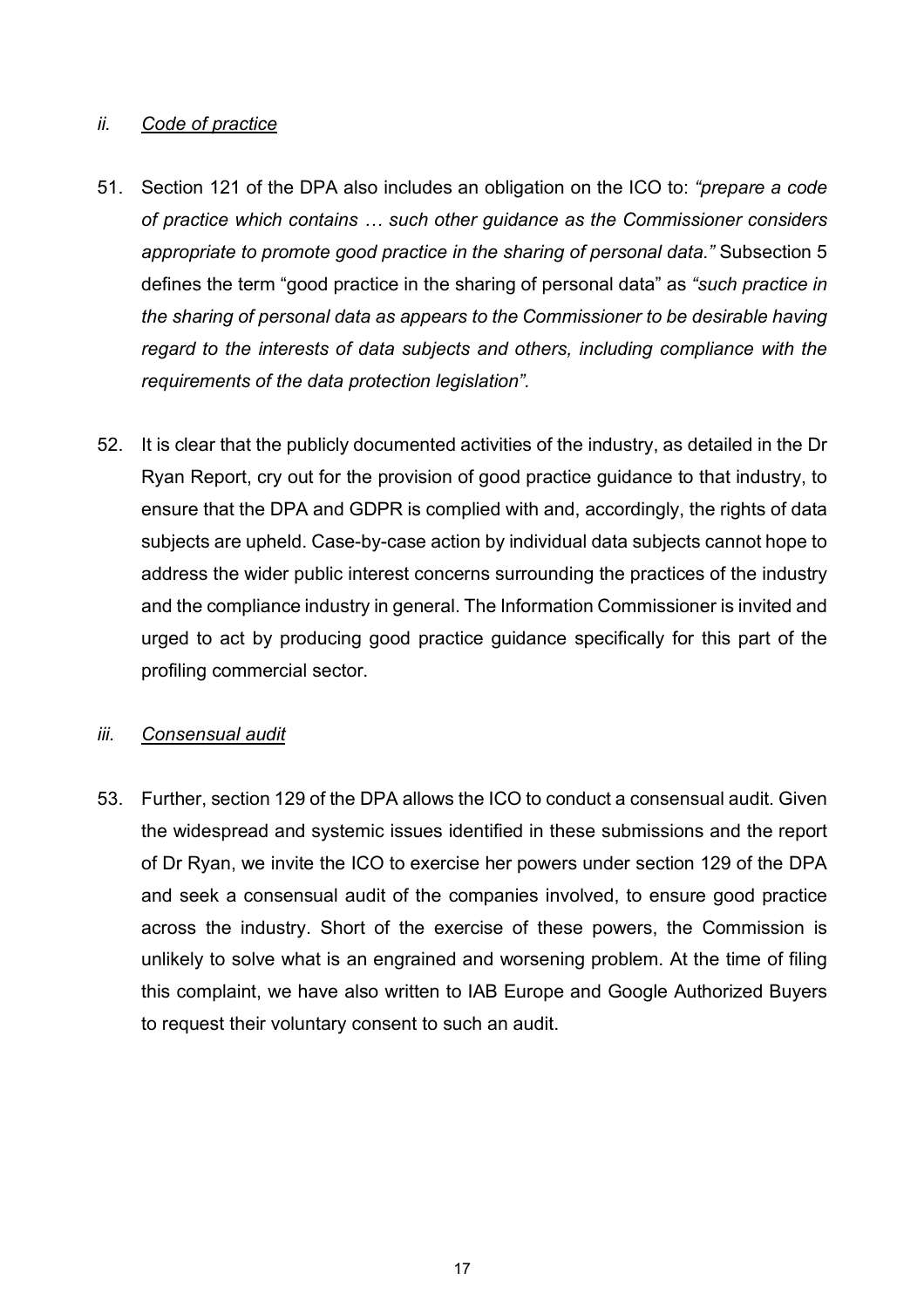### *ii.* <u>*Code of practice*</u>

51. Section 121 of the DPA also includes an obligation on the ICO to: *"prepare a code of practice which contains … such other guidance as the Commissioner considers appropriate to promote good practice in the sharing of personal data."* Subsection 5 defines the term "good practice in the sharing of personal data" as *"such practice in the sharing of personal data as appears to the Commissioner to be desirable having regard to the interests of data subjects and others, including compliance with the requirements of the data protection legislation".*

52. It is clear that the publicly documented activities of the industry, as detailed in the Dr Ryan Report, cry out for the provision of good practice guidance to that industry, to ensure that the DPA and GDPR is complied with and, accordingly, the rights of data subjects are upheld. Case-by-case action by individual data subjects cannot hope to address the wider public interest concerns surrounding the practices of the industry and the compliance industry in general. The Information Commissioner is invited and urged to act by producing good practice guidance specifically for this part of the profiling commercial sector.

### *iii.* <u>*Consensual audit*</u>

53. Further, section 129 of the DPA allows the ICO to conduct a consensual audit. Given the widespread and systemic issues identified in these submissions and the report of Dr Ryan, we invite the ICO to exercise her powers under section 129 of the DPA and seek a consensual audit of the companies involved, to ensure good practice across the industry. Short of the exercise of these powers, the Commission is unlikely to solve what is an engrained and worsening problem. At the time of filing this complaint, we have also written to IAB Europe and Google Authorized Buyers to request their voluntary consent to such an audit.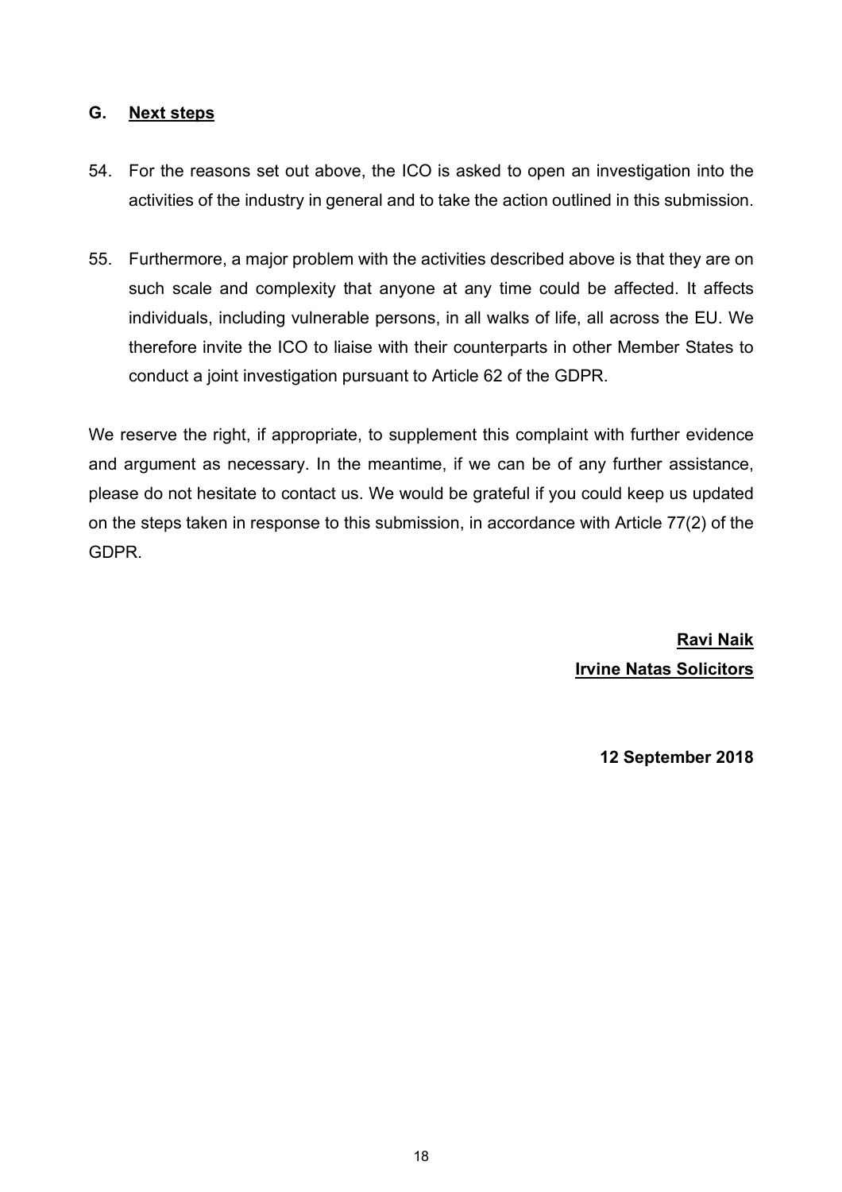## G. Next steps

54. For the reasons set out above, the ICO is asked to open an investigation into the activities of the industry in general and to take the action outlined in this submission.

55. Furthermore, a major problem with the activities described above is that they are on such scale and complexity that anyone at any time could be affected. It affects individuals, including vulnerable persons, in all walks of life, all across the EU. We therefore invite the ICO to liaise with their counterparts in other Member States to conduct a joint investigation pursuant to Article 62 of the GDPR.

We reserve the right, if appropriate, to supplement this complaint with further evidence and argument as necessary. In the meantime, if we can be of any further assistance, please do not hesitate to contact us. We would be grateful if you could keep us updated on the steps taken in response to this submission, in accordance with Article 77(2) of the GDPR.

**Ravi Naik**
**Irvine Natas Solicitors**

**12 September 2018**